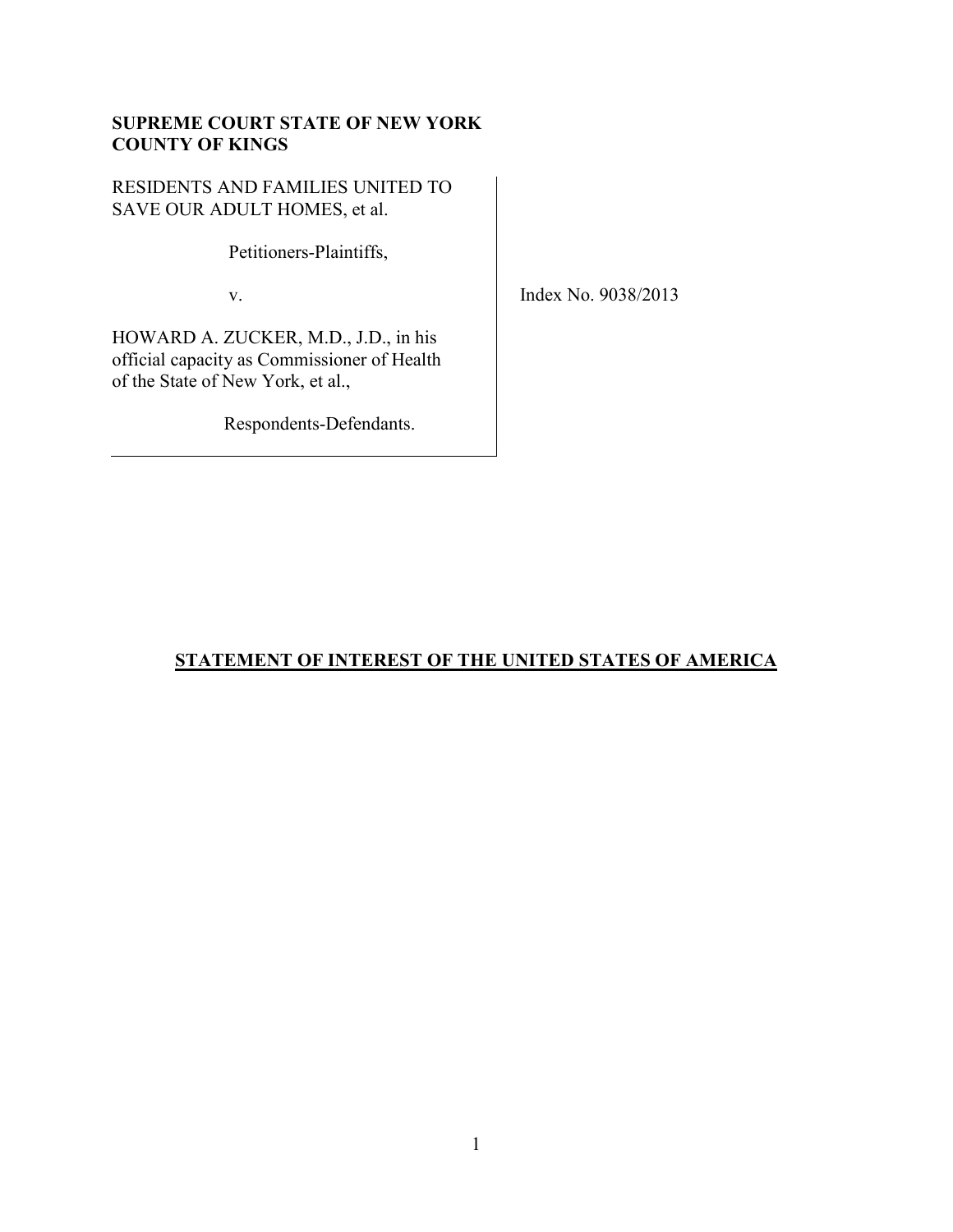**SUPREME COURT STATE OF NEW YORK**
**COUNTY OF KINGS**

RESIDENTS AND FAMILIES UNITED TO SAVE OUR ADULT HOMES, et al.

Petitioners-Plaintiffs,

v.

HOWARD A. ZUCKER, M.D., J.D., in his official capacity as Commissioner of Health of the State of New York, et al.,

Respondents-Defendants.

Index No. 9038/2013

# STATEMENT OF INTEREST OF THE UNITED STATES OF AMERICA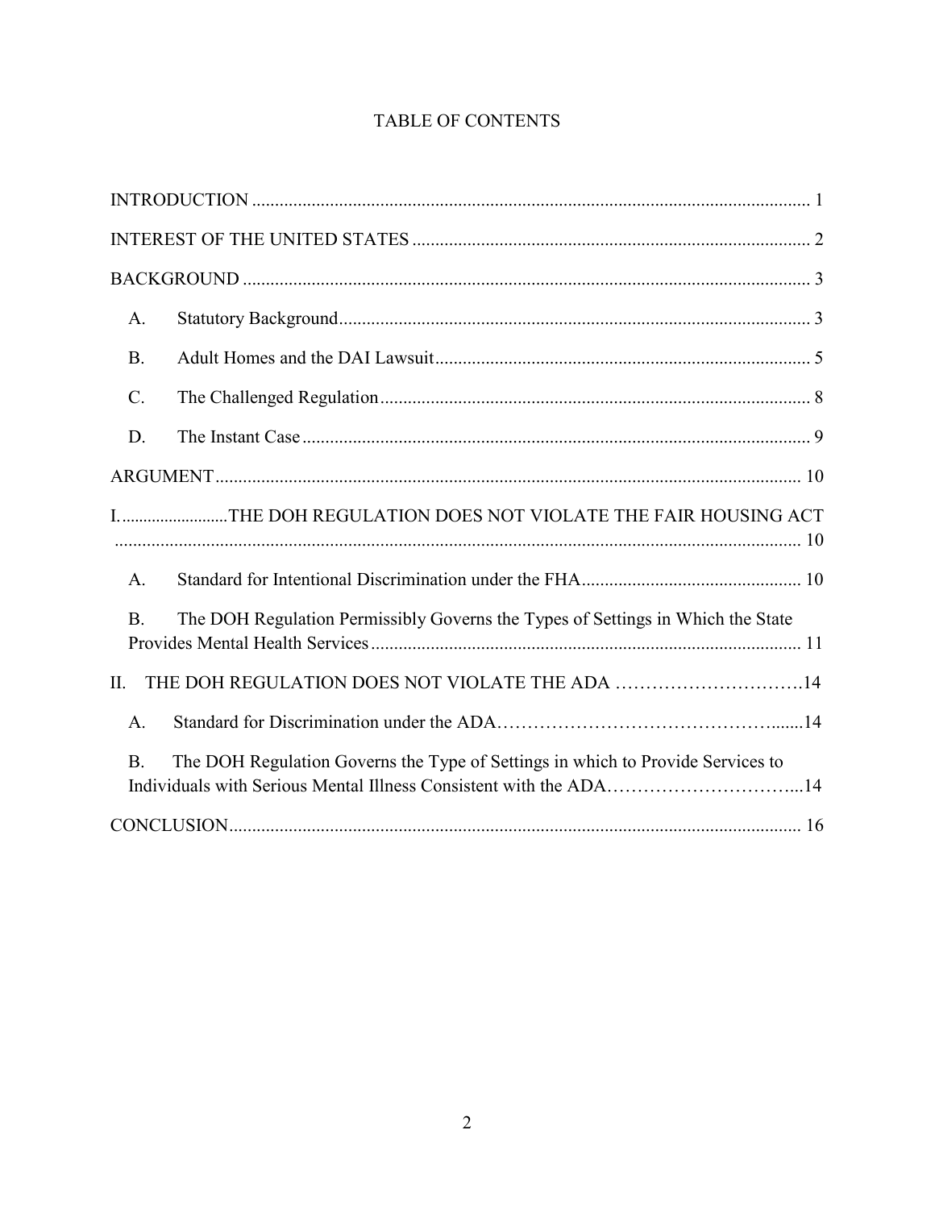# TABLE OF CONTENTS

INTRODUCTION ... 1

INTEREST OF THE UNITED STATES ... 2

BACKGROUND ... 3

- A. Statutory Background ... 3
- B. Adult Homes and the DAI Lawsuit ... 5
- C. The Challenged Regulation ... 8
- D. The Instant Case ... 9

ARGUMENT ... 10

I. THE DOH REGULATION DOES NOT VIOLATE THE FAIR HOUSING ACT ... 10

- A. Standard for Intentional Discrimination under the FHA ... 10
- B. The DOH Regulation Permissibly Governs the Types of Settings in Which the State Provides Mental Health Services ... 11

II. THE DOH REGULATION DOES NOT VIOLATE THE ADA ... 14

- A. Standard for Discrimination under the ADA ... 14
- B. The DOH Regulation Governs the Type of Settings in which to Provide Services to Individuals with Serious Mental Illness Consistent with the ADA ... 14

CONCLUSION ... 16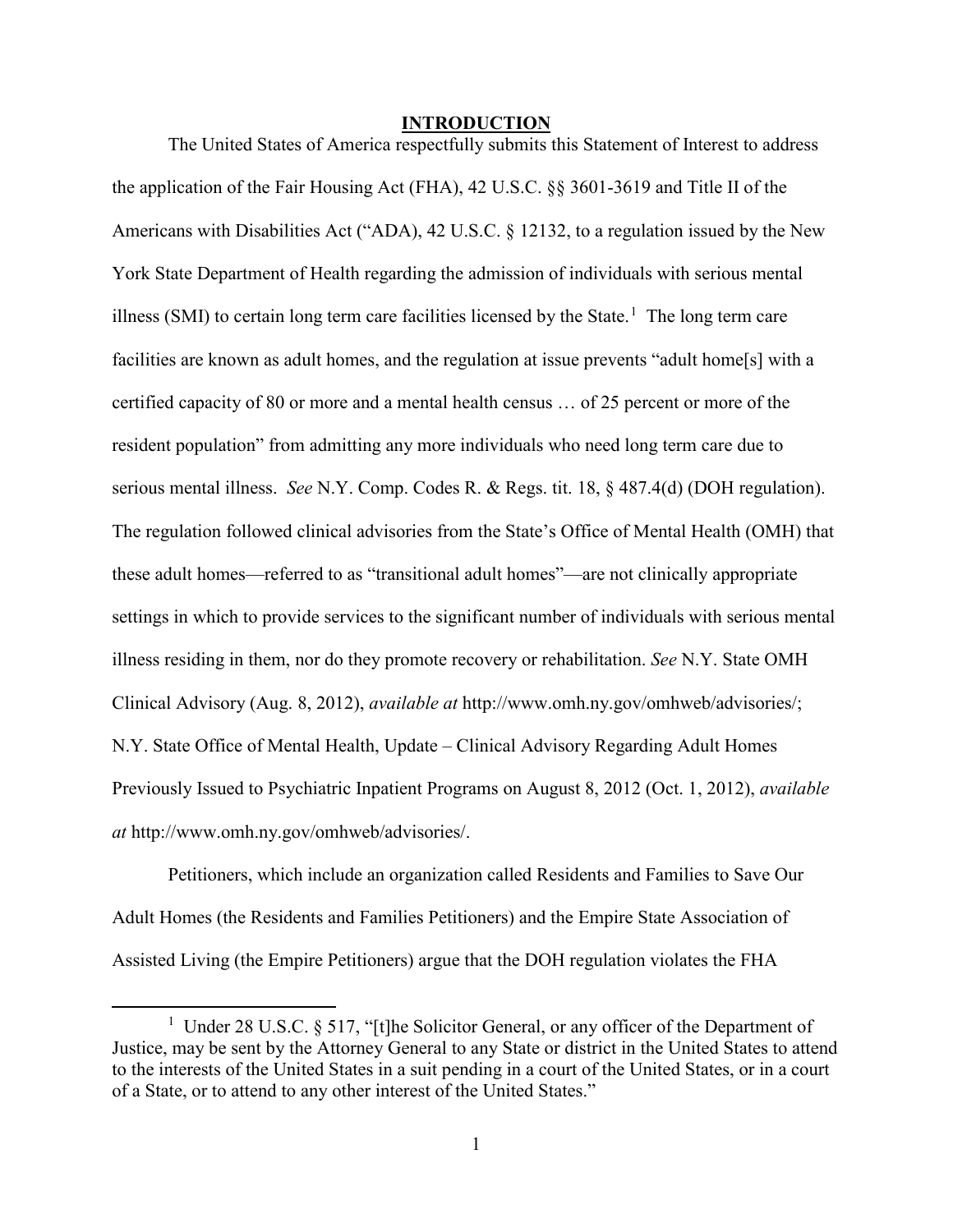## INTRODUCTION

The United States of America respectfully submits this Statement of Interest to address the application of the Fair Housing Act (FHA), 42 U.S.C. §§ 3601-3619 and Title II of the Americans with Disabilities Act ("ADA), 42 U.S.C. § 12132, to a regulation issued by the New York State Department of Health regarding the admission of individuals with serious mental illness (SMI) to certain long term care facilities licensed by the State.[1] The long term care facilities are known as adult homes, and the regulation at issue prevents "adult home[s] with a certified capacity of 80 or more and a mental health census … of 25 percent or more of the resident population" from admitting any more individuals who need long term care due to serious mental illness. *See* N.Y. Comp. Codes R. & Regs. tit. 18, § 487.4(d) (DOH regulation). The regulation followed clinical advisories from the State's Office of Mental Health (OMH) that these adult homes—referred to as "transitional adult homes"—are not clinically appropriate settings in which to provide services to the significant number of individuals with serious mental illness residing in them, nor do they promote recovery or rehabilitation. *See* N.Y. State OMH Clinical Advisory (Aug. 8, 2012), *available at* http://www.omh.ny.gov/omhweb/advisories/; N.Y. State Office of Mental Health, Update – Clinical Advisory Regarding Adult Homes Previously Issued to Psychiatric Inpatient Programs on August 8, 2012 (Oct. 1, 2012), *available at* http://www.omh.ny.gov/omhweb/advisories/.

Petitioners, which include an organization called Residents and Families to Save Our Adult Homes (the Residents and Families Petitioners) and the Empire State Association of Assisted Living (the Empire Petitioners) argue that the DOH regulation violates the FHA

---

[1] Under 28 U.S.C. § 517, "[t]he Solicitor General, or any officer of the Department of Justice, may be sent by the Attorney General to any State or district in the United States to attend to the interests of the United States in a suit pending in a court of the United States, or in a court of a State, or to attend to any other interest of the United States."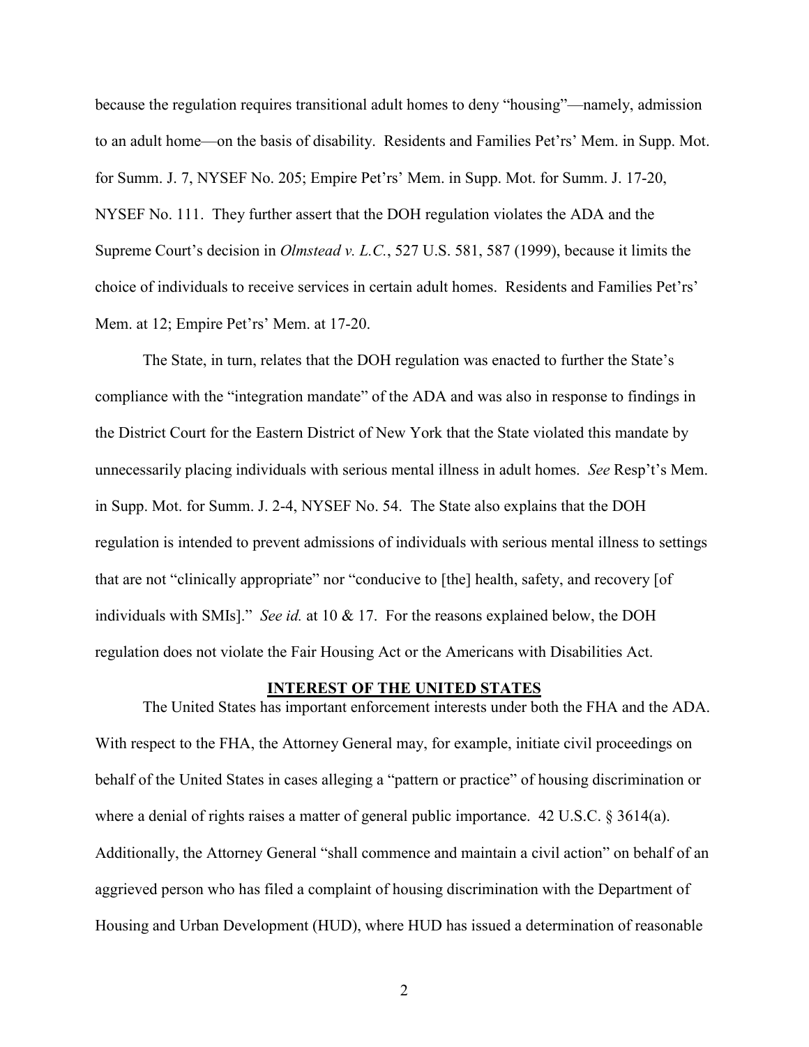because the regulation requires transitional adult homes to deny "housing"—namely, admission to an adult home—on the basis of disability. Residents and Families Pet'rs' Mem. in Supp. Mot. for Summ. J. 7, NYSEF No. 205; Empire Pet'rs' Mem. in Supp. Mot. for Summ. J. 17-20, NYSEF No. 111. They further assert that the DOH regulation violates the ADA and the Supreme Court's decision in *Olmstead v. L.C.*, 527 U.S. 581, 587 (1999), because it limits the choice of individuals to receive services in certain adult homes. Residents and Families Pet'rs' Mem. at 12; Empire Pet'rs' Mem. at 17-20.

The State, in turn, relates that the DOH regulation was enacted to further the State's compliance with the "integration mandate" of the ADA and was also in response to findings in the District Court for the Eastern District of New York that the State violated this mandate by unnecessarily placing individuals with serious mental illness in adult homes. *See* Resp't's Mem. in Supp. Mot. for Summ. J. 2-4, NYSEF No. 54. The State also explains that the DOH regulation is intended to prevent admissions of individuals with serious mental illness to settings that are not "clinically appropriate" nor "conducive to [the] health, safety, and recovery [of individuals with SMIs]." *See id.* at 10 & 17. For the reasons explained below, the DOH regulation does not violate the Fair Housing Act or the Americans with Disabilities Act.

## INTEREST OF THE UNITED STATES

The United States has important enforcement interests under both the FHA and the ADA. With respect to the FHA, the Attorney General may, for example, initiate civil proceedings on behalf of the United States in cases alleging a "pattern or practice" of housing discrimination or where a denial of rights raises a matter of general public importance. 42 U.S.C. § 3614(a). Additionally, the Attorney General "shall commence and maintain a civil action" on behalf of an aggrieved person who has filed a complaint of housing discrimination with the Department of Housing and Urban Development (HUD), where HUD has issued a determination of reasonable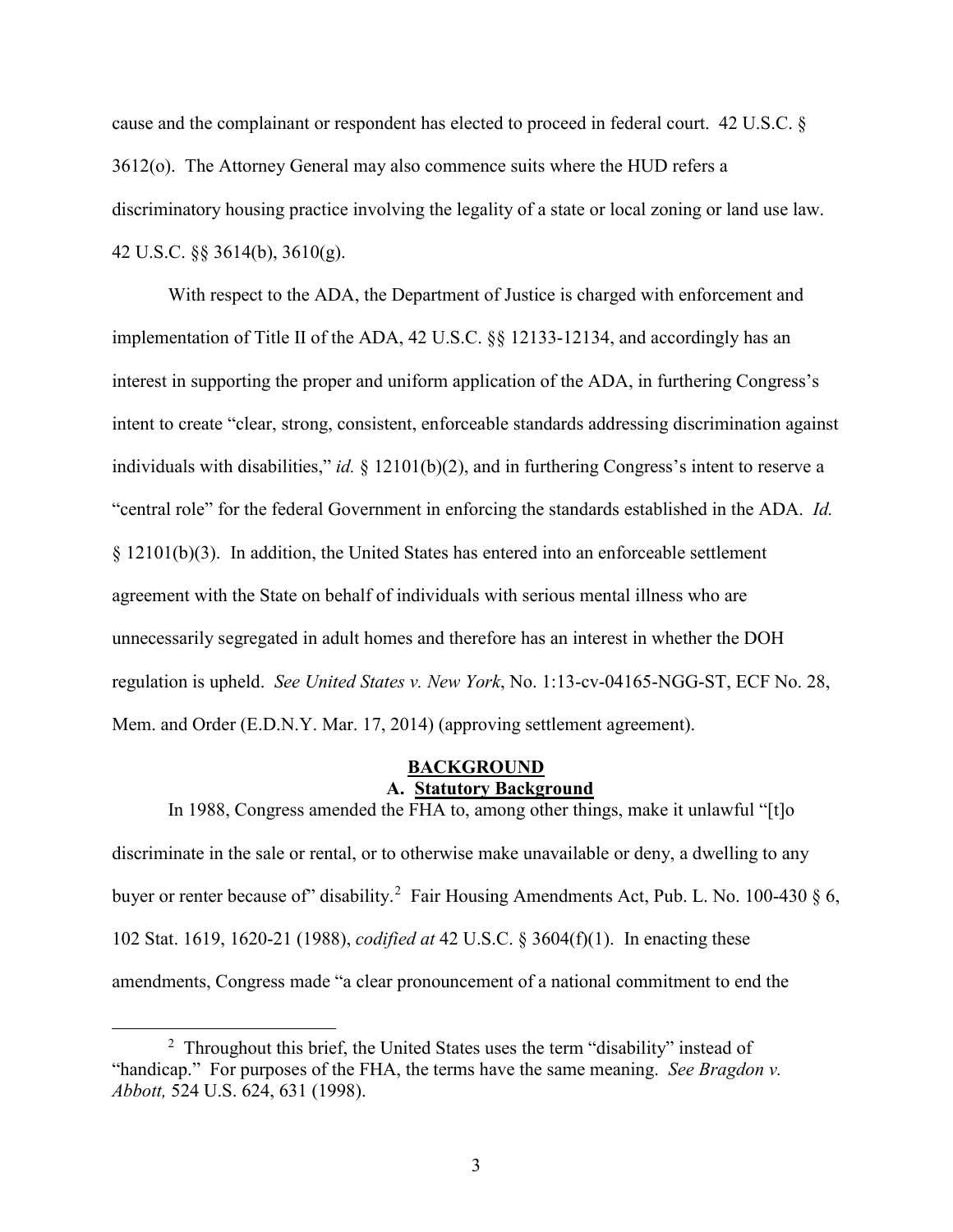cause and the complainant or respondent has elected to proceed in federal court. 42 U.S.C. § 3612(o). The Attorney General may also commence suits where the HUD refers a discriminatory housing practice involving the legality of a state or local zoning or land use law. 42 U.S.C. §§ 3614(b), 3610(g).

With respect to the ADA, the Department of Justice is charged with enforcement and implementation of Title II of the ADA, 42 U.S.C. §§ 12133-12134, and accordingly has an interest in supporting the proper and uniform application of the ADA, in furthering Congress's intent to create "clear, strong, consistent, enforceable standards addressing discrimination against individuals with disabilities," *id.* § 12101(b)(2), and in furthering Congress's intent to reserve a "central role" for the federal Government in enforcing the standards established in the ADA. *Id.* § 12101(b)(3). In addition, the United States has entered into an enforceable settlement agreement with the State on behalf of individuals with serious mental illness who are unnecessarily segregated in adult homes and therefore has an interest in whether the DOH regulation is upheld. *See United States v. New York*, No. 1:13-cv-04165-NGG-ST, ECF No. 28, Mem. and Order (E.D.N.Y. Mar. 17, 2014) (approving settlement agreement).

## BACKGROUND

### A. Statutory Background

In 1988, Congress amended the FHA to, among other things, make it unlawful "[t]o discriminate in the sale or rental, or to otherwise make unavailable or deny, a dwelling to any buyer or renter because of" disability.[2] Fair Housing Amendments Act, Pub. L. No. 100-430 § 6, 102 Stat. 1619, 1620-21 (1988), *codified at* 42 U.S.C. § 3604(f)(1). In enacting these amendments, Congress made "a clear pronouncement of a national commitment to end the

[2] Throughout this brief, the United States uses the term "disability" instead of "handicap." For purposes of the FHA, the terms have the same meaning. *See Bragdon v. Abbott,* 524 U.S. 624, 631 (1998).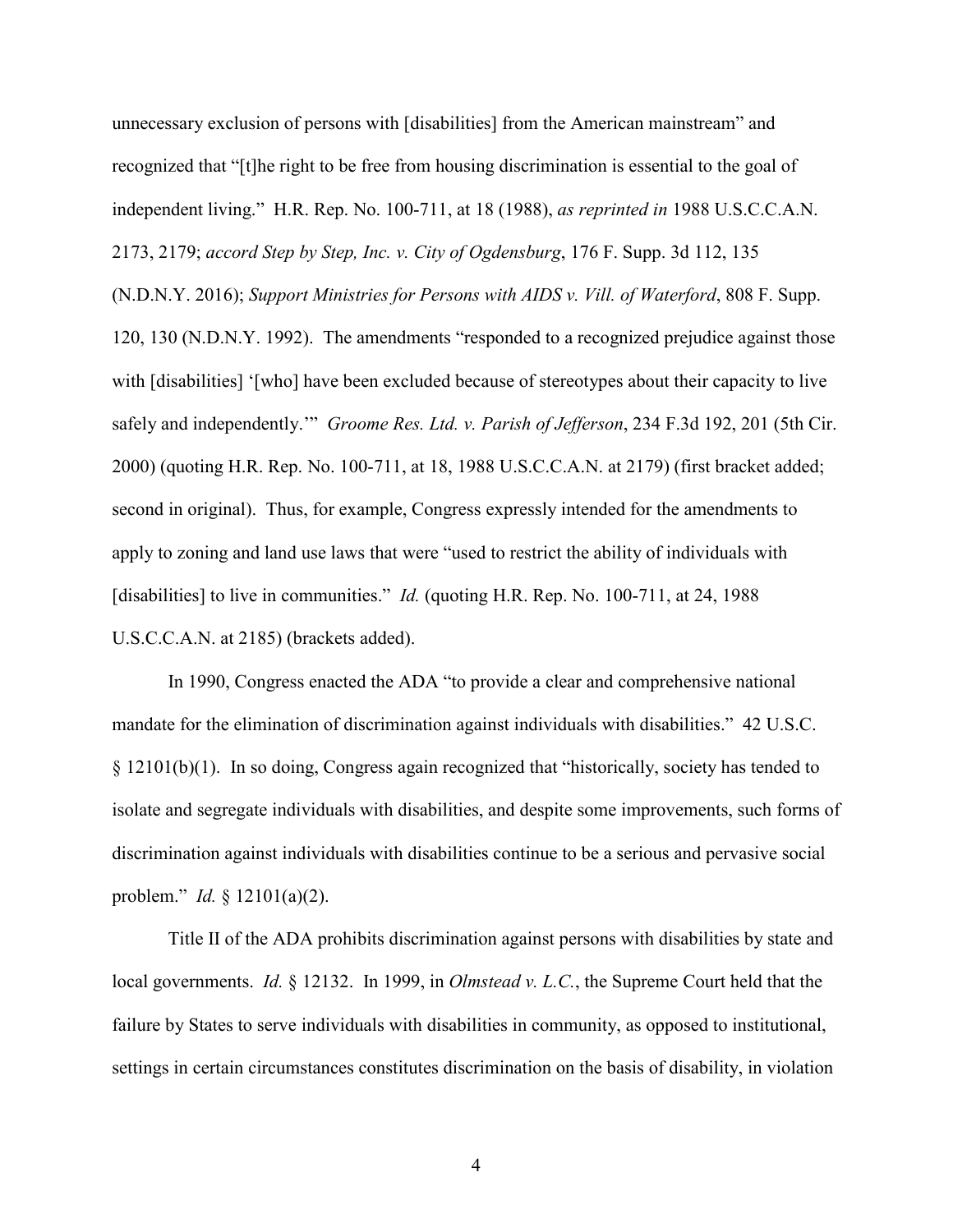unnecessary exclusion of persons with [disabilities] from the American mainstream" and recognized that "[t]he right to be free from housing discrimination is essential to the goal of independent living." H.R. Rep. No. 100-711, at 18 (1988), *as reprinted in* 1988 U.S.C.C.A.N. 2173, 2179; *accord Step by Step, Inc. v. City of Ogdensburg*, 176 F. Supp. 3d 112, 135 (N.D.N.Y. 2016); *Support Ministries for Persons with AIDS v. Vill. of Waterford*, 808 F. Supp. 120, 130 (N.D.N.Y. 1992). The amendments "responded to a recognized prejudice against those with [disabilities] '[who] have been excluded because of stereotypes about their capacity to live safely and independently.'" *Groome Res. Ltd. v. Parish of Jefferson*, 234 F.3d 192, 201 (5th Cir. 2000) (quoting H.R. Rep. No. 100-711, at 18, 1988 U.S.C.C.A.N. at 2179) (first bracket added; second in original). Thus, for example, Congress expressly intended for the amendments to apply to zoning and land use laws that were "used to restrict the ability of individuals with [disabilities] to live in communities." *Id.* (quoting H.R. Rep. No. 100-711, at 24, 1988 U.S.C.C.A.N. at 2185) (brackets added).

In 1990, Congress enacted the ADA "to provide a clear and comprehensive national mandate for the elimination of discrimination against individuals with disabilities." 42 U.S.C. § 12101(b)(1). In so doing, Congress again recognized that "historically, society has tended to isolate and segregate individuals with disabilities, and despite some improvements, such forms of discrimination against individuals with disabilities continue to be a serious and pervasive social problem." *Id.* § 12101(a)(2).

Title II of the ADA prohibits discrimination against persons with disabilities by state and local governments. *Id.* § 12132. In 1999, in *Olmstead v. L.C.*, the Supreme Court held that the failure by States to serve individuals with disabilities in community, as opposed to institutional, settings in certain circumstances constitutes discrimination on the basis of disability, in violation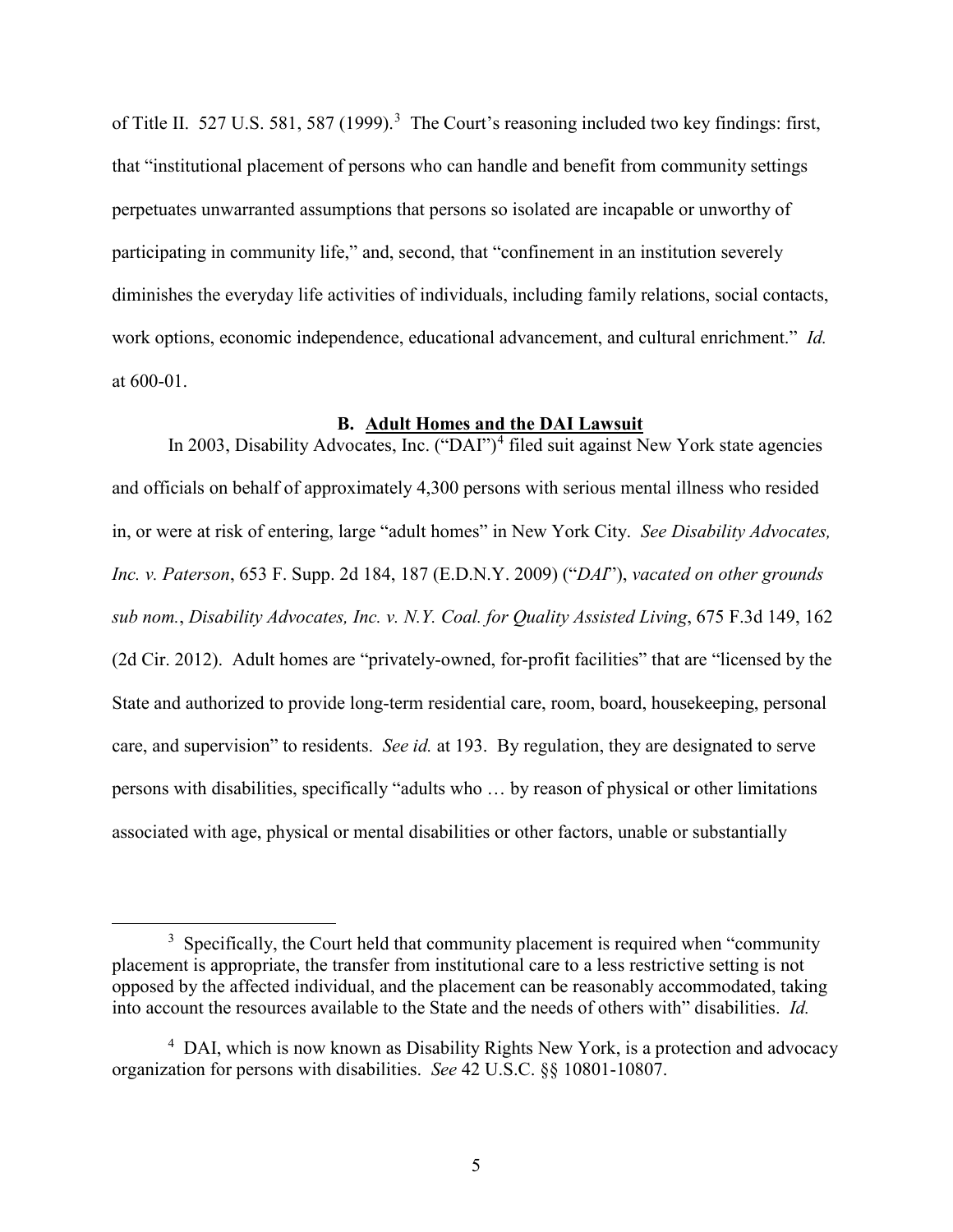of Title II. 527 U.S. 581, 587 (1999).[3] The Court's reasoning included two key findings: first, that "institutional placement of persons who can handle and benefit from community settings perpetuates unwarranted assumptions that persons so isolated are incapable or unworthy of participating in community life," and, second, that "confinement in an institution severely diminishes the everyday life activities of individuals, including family relations, social contacts, work options, economic independence, educational advancement, and cultural enrichment." *Id.* at 600-01.

### B. Adult Homes and the DAI Lawsuit

In 2003, Disability Advocates, Inc. ("DAI")[4] filed suit against New York state agencies and officials on behalf of approximately 4,300 persons with serious mental illness who resided in, or were at risk of entering, large "adult homes" in New York City. *See Disability Advocates, Inc. v. Paterson*, 653 F. Supp. 2d 184, 187 (E.D.N.Y. 2009) ("*DAI*"), *vacated on other grounds sub nom.*, *Disability Advocates, Inc. v. N.Y. Coal. for Quality Assisted Living*, 675 F.3d 149, 162 (2d Cir. 2012). Adult homes are "privately-owned, for-profit facilities" that are "licensed by the State and authorized to provide long-term residential care, room, board, housekeeping, personal care, and supervision" to residents. *See id.* at 193. By regulation, they are designated to serve persons with disabilities, specifically "adults who … by reason of physical or other limitations associated with age, physical or mental disabilities or other factors, unable or substantially

---

[3] Specifically, the Court held that community placement is required when "community placement is appropriate, the transfer from institutional care to a less restrictive setting is not opposed by the affected individual, and the placement can be reasonably accommodated, taking into account the resources available to the State and the needs of others with" disabilities. *Id.*

[4] DAI, which is now known as Disability Rights New York, is a protection and advocacy organization for persons with disabilities. *See* 42 U.S.C. §§ 10801-10807.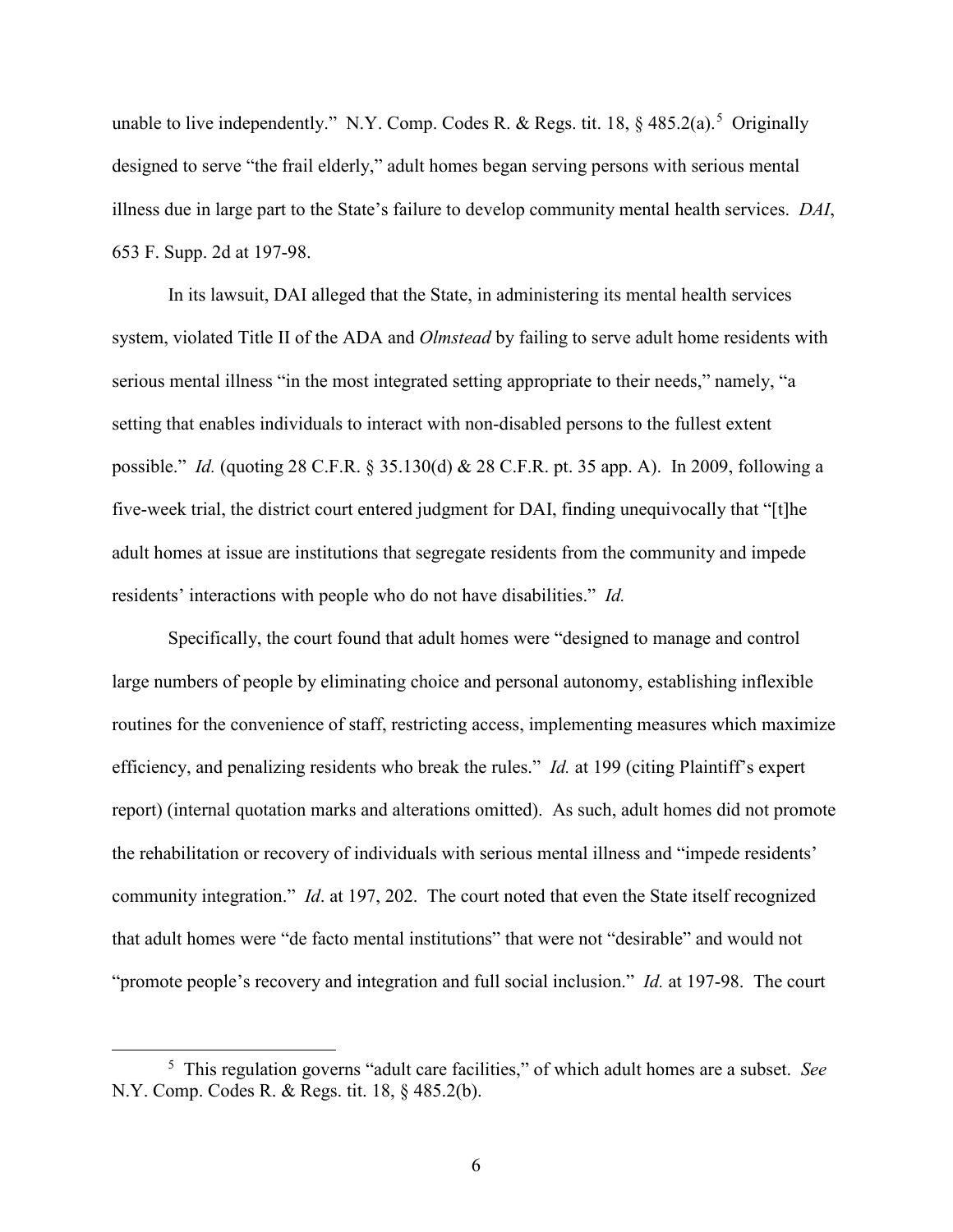unable to live independently." N.Y. Comp. Codes R. & Regs. tit. 18, § 485.2(a).[5] Originally designed to serve "the frail elderly," adult homes began serving persons with serious mental illness due in large part to the State's failure to develop community mental health services. *DAI*, 653 F. Supp. 2d at 197-98.

In its lawsuit, DAI alleged that the State, in administering its mental health services system, violated Title II of the ADA and *Olmstead* by failing to serve adult home residents with serious mental illness "in the most integrated setting appropriate to their needs," namely, "a setting that enables individuals to interact with non-disabled persons to the fullest extent possible." *Id.* (quoting 28 C.F.R. § 35.130(d) & 28 C.F.R. pt. 35 app. A). In 2009, following a five-week trial, the district court entered judgment for DAI, finding unequivocally that "[t]he adult homes at issue are institutions that segregate residents from the community and impede residents' interactions with people who do not have disabilities." *Id.*

Specifically, the court found that adult homes were "designed to manage and control large numbers of people by eliminating choice and personal autonomy, establishing inflexible routines for the convenience of staff, restricting access, implementing measures which maximize efficiency, and penalizing residents who break the rules." *Id.* at 199 (citing Plaintiff's expert report) (internal quotation marks and alterations omitted). As such, adult homes did not promote the rehabilitation or recovery of individuals with serious mental illness and "impede residents' community integration." *Id*. at 197, 202. The court noted that even the State itself recognized that adult homes were "de facto mental institutions" that were not "desirable" and would not "promote people's recovery and integration and full social inclusion." *Id.* at 197-98. The court

[5] This regulation governs "adult care facilities," of which adult homes are a subset. *See* N.Y. Comp. Codes R. & Regs. tit. 18, § 485.2(b).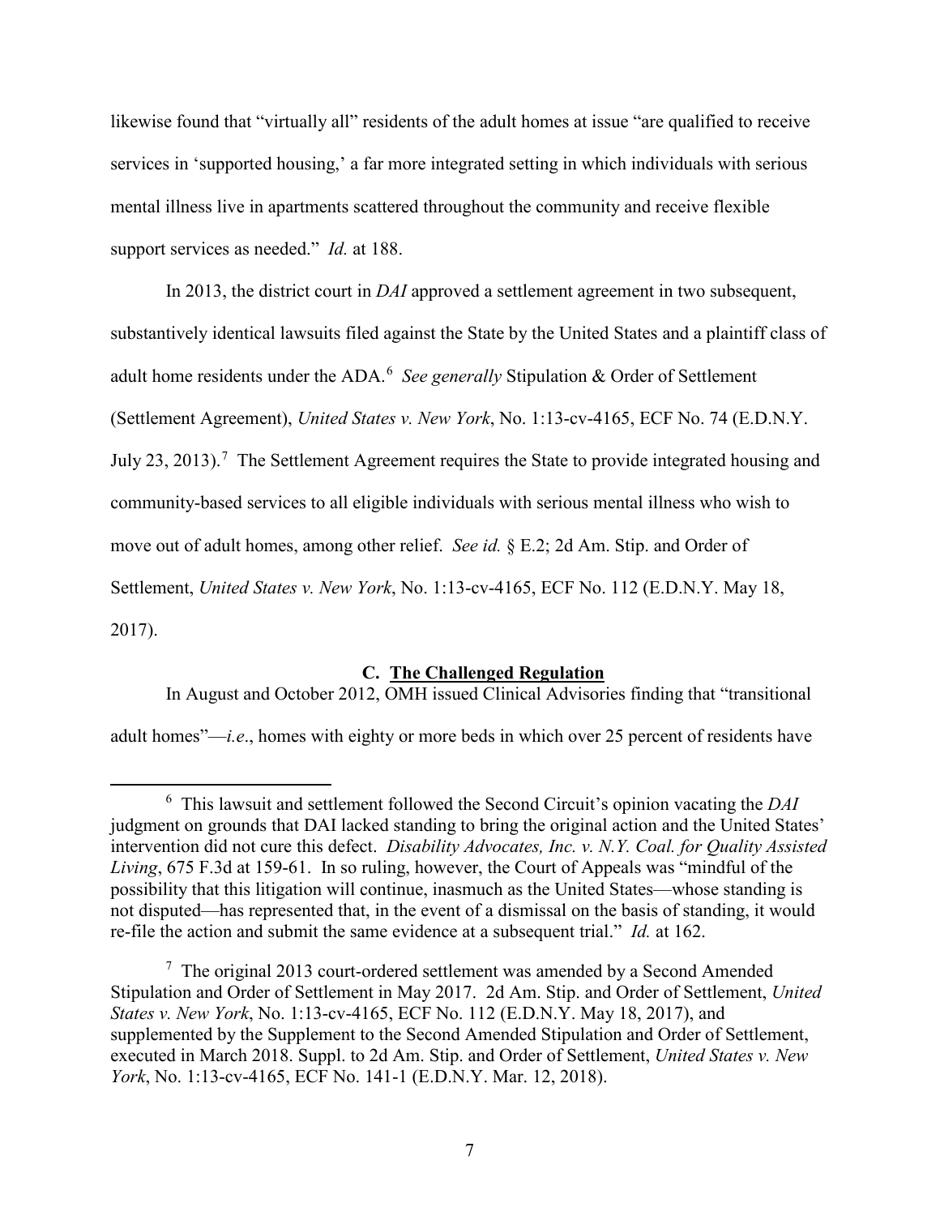likewise found that "virtually all" residents of the adult homes at issue "are qualified to receive services in 'supported housing,' a far more integrated setting in which individuals with serious mental illness live in apartments scattered throughout the community and receive flexible support services as needed." *Id.* at 188.

In 2013, the district court in *DAI* approved a settlement agreement in two subsequent, substantively identical lawsuits filed against the State by the United States and a plaintiff class of adult home residents under the ADA.[6] *See generally* Stipulation & Order of Settlement (Settlement Agreement), *United States v. New York*, No. 1:13-cv-4165, ECF No. 74 (E.D.N.Y. July 23, 2013).[7] The Settlement Agreement requires the State to provide integrated housing and community-based services to all eligible individuals with serious mental illness who wish to move out of adult homes, among other relief. *See id.* § E.2; 2d Am. Stip. and Order of Settlement, *United States v. New York*, No. 1:13-cv-4165, ECF No. 112 (E.D.N.Y. May 18, 2017).

### C. <u>The Challenged Regulation</u>

In August and October 2012, OMH issued Clinical Advisories finding that "transitional adult homes"—*i.e*., homes with eighty or more beds in which over 25 percent of residents have

---

[6] This lawsuit and settlement followed the Second Circuit's opinion vacating the *DAI* judgment on grounds that DAI lacked standing to bring the original action and the United States' intervention did not cure this defect. *Disability Advocates, Inc. v. N.Y. Coal. for Quality Assisted Living*, 675 F.3d at 159-61. In so ruling, however, the Court of Appeals was "mindful of the possibility that this litigation will continue, inasmuch as the United States—whose standing is not disputed—has represented that, in the event of a dismissal on the basis of standing, it would re-file the action and submit the same evidence at a subsequent trial." *Id.* at 162.

[7] The original 2013 court-ordered settlement was amended by a Second Amended Stipulation and Order of Settlement in May 2017. 2d Am. Stip. and Order of Settlement, *United States v. New York*, No. 1:13-cv-4165, ECF No. 112 (E.D.N.Y. May 18, 2017), and supplemented by the Supplement to the Second Amended Stipulation and Order of Settlement, executed in March 2018. Suppl. to 2d Am. Stip. and Order of Settlement, *United States v. New York*, No. 1:13-cv-4165, ECF No. 141-1 (E.D.N.Y. Mar. 12, 2018).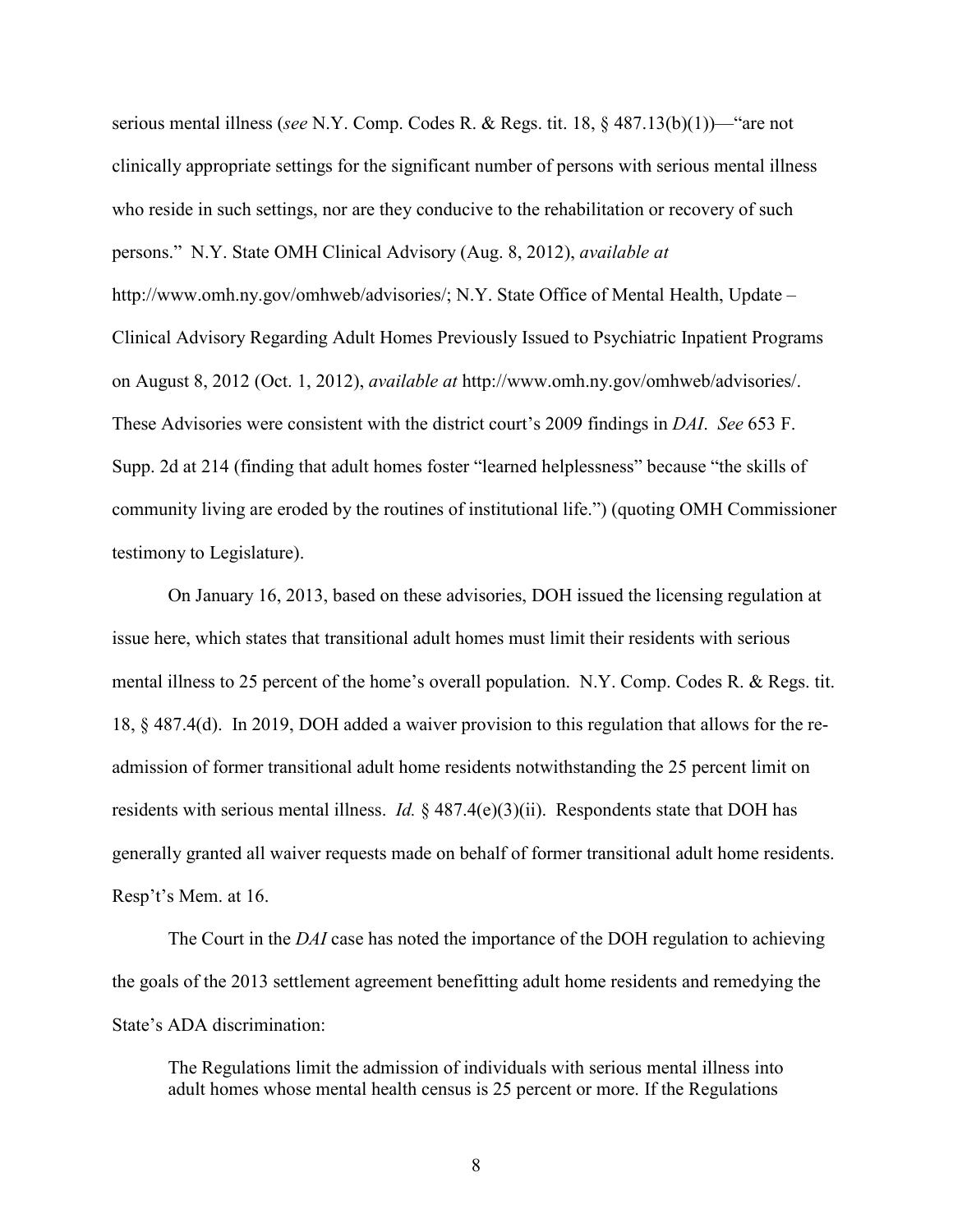serious mental illness (*see* N.Y. Comp. Codes R. & Regs. tit. 18, § 487.13(b)(1))—"are not clinically appropriate settings for the significant number of persons with serious mental illness who reside in such settings, nor are they conducive to the rehabilitation or recovery of such persons." N.Y. State OMH Clinical Advisory (Aug. 8, 2012), *available at* http://www.omh.ny.gov/omhweb/advisories/; N.Y. State Office of Mental Health, Update – Clinical Advisory Regarding Adult Homes Previously Issued to Psychiatric Inpatient Programs on August 8, 2012 (Oct. 1, 2012), *available at* http://www.omh.ny.gov/omhweb/advisories/. These Advisories were consistent with the district court's 2009 findings in *DAI*. *See* 653 F. Supp. 2d at 214 (finding that adult homes foster "learned helplessness" because "the skills of community living are eroded by the routines of institutional life.") (quoting OMH Commissioner testimony to Legislature).

On January 16, 2013, based on these advisories, DOH issued the licensing regulation at issue here, which states that transitional adult homes must limit their residents with serious mental illness to 25 percent of the home's overall population. N.Y. Comp. Codes R. & Regs. tit. 18, § 487.4(d). In 2019, DOH added a waiver provision to this regulation that allows for the re-admission of former transitional adult home residents notwithstanding the 25 percent limit on residents with serious mental illness. *Id.* § 487.4(e)(3)(ii). Respondents state that DOH has generally granted all waiver requests made on behalf of former transitional adult home residents. Resp't's Mem. at 16.

The Court in the *DAI* case has noted the importance of the DOH regulation to achieving the goals of the 2013 settlement agreement benefitting adult home residents and remedying the State's ADA discrimination:

> The Regulations limit the admission of individuals with serious mental illness into adult homes whose mental health census is 25 percent or more. If the Regulations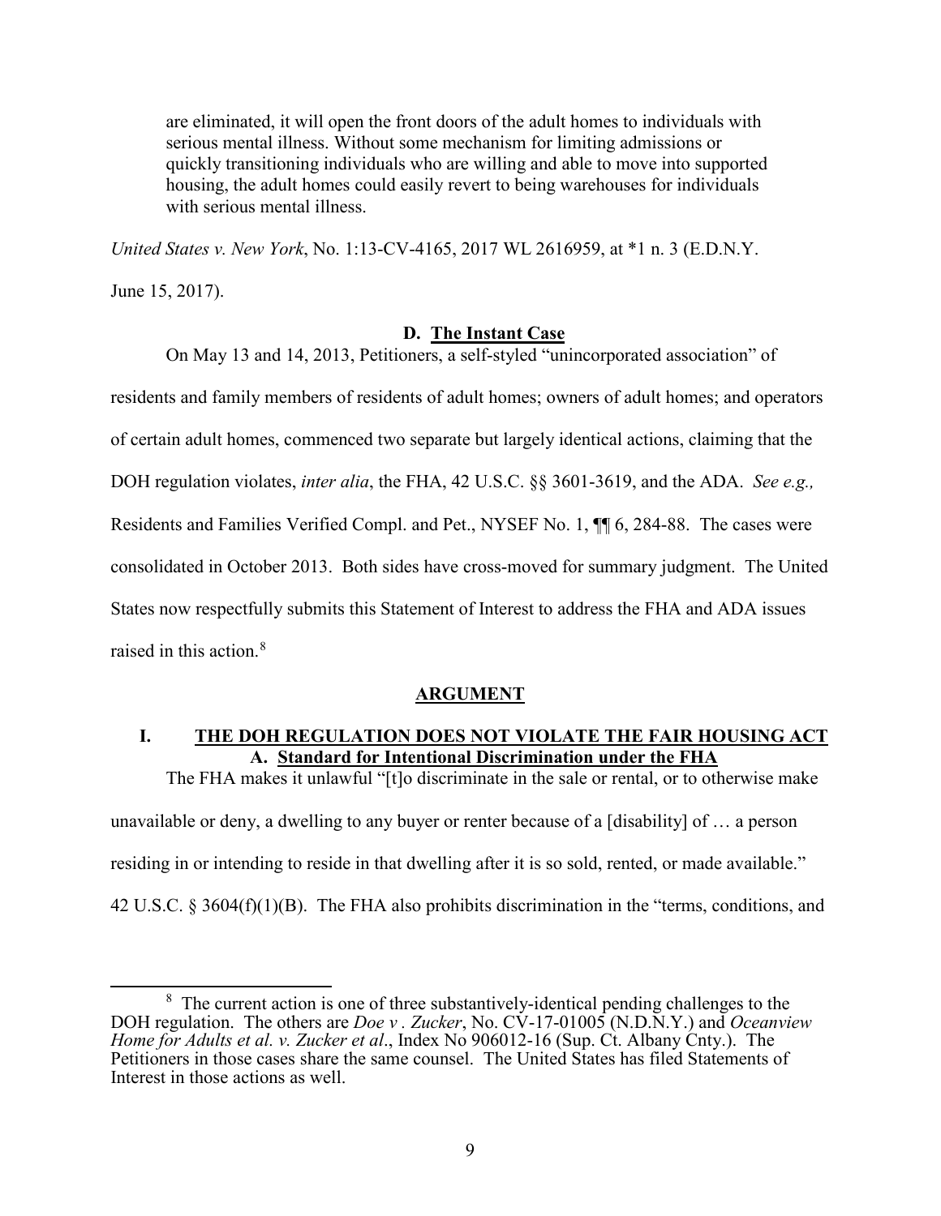> are eliminated, it will open the front doors of the adult homes to individuals with serious mental illness. Without some mechanism for limiting admissions or quickly transitioning individuals who are willing and able to move into supported housing, the adult homes could easily revert to being warehouses for individuals with serious mental illness.

*United States v. New York*, No. 1:13-CV-4165, 2017 WL 2616959, at *1 n. 3 (E.D.N.Y. June 15, 2017).

### D. The Instant Case

On May 13 and 14, 2013, Petitioners, a self-styled "unincorporated association" of residents and family members of residents of adult homes; owners of adult homes; and operators of certain adult homes, commenced two separate but largely identical actions, claiming that the DOH regulation violates, *inter alia*, the FHA, 42 U.S.C. §§ 3601-3619, and the ADA. *See e.g.,* Residents and Families Verified Compl. and Pet., NYSEF No. 1, ¶¶ 6, 284-88. The cases were consolidated in October 2013. Both sides have cross-moved for summary judgment. The United States now respectfully submits this Statement of Interest to address the FHA and ADA issues raised in this action.[8]

## ARGUMENT

## I. THE DOH REGULATION DOES NOT VIOLATE THE FAIR HOUSING ACT

### A. Standard for Intentional Discrimination under the FHA

The FHA makes it unlawful "[t]o discriminate in the sale or rental, or to otherwise make unavailable or deny, a dwelling to any buyer or renter because of a [disability] of … a person residing in or intending to reside in that dwelling after it is so sold, rented, or made available." 42 U.S.C. § 3604(f)(1)(B). The FHA also prohibits discrimination in the "terms, conditions, and

---

[8] The current action is one of three substantively-identical pending challenges to the DOH regulation. The others are *Doe v . Zucker*, No. CV-17-01005 (N.D.N.Y.) and *Oceanview Home for Adults et al. v. Zucker et al*., Index No 906012-16 (Sup. Ct. Albany Cnty.). The Petitioners in those cases share the same counsel. The United States has filed Statements of Interest in those actions as well.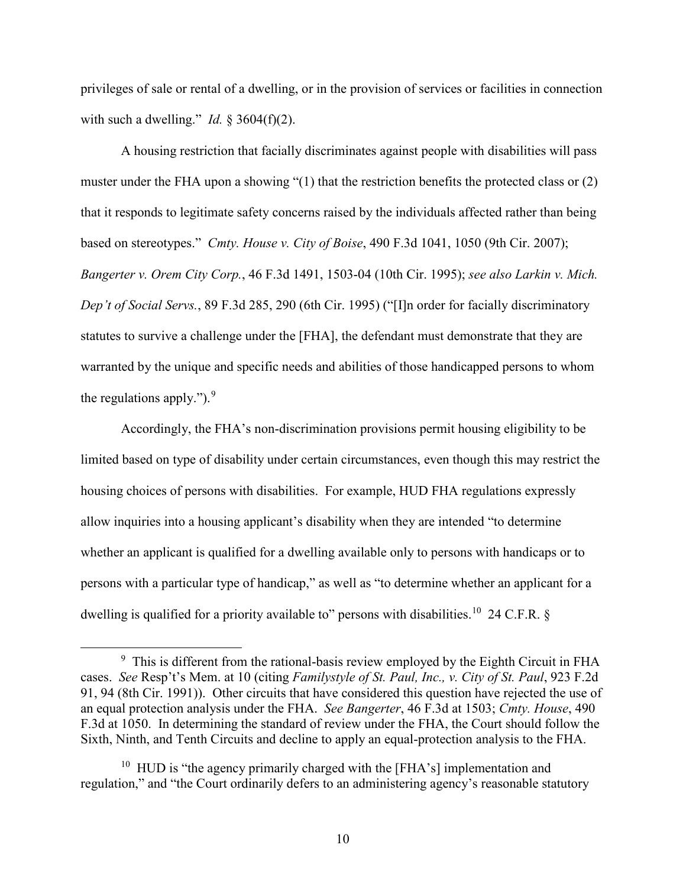privileges of sale or rental of a dwelling, or in the provision of services or facilities in connection with such a dwelling." *Id.* § 3604(f)(2).

A housing restriction that facially discriminates against people with disabilities will pass muster under the FHA upon a showing "(1) that the restriction benefits the protected class or (2) that it responds to legitimate safety concerns raised by the individuals affected rather than being based on stereotypes." *Cmty. House v. City of Boise*, 490 F.3d 1041, 1050 (9th Cir. 2007); *Bangerter v. Orem City Corp.*, 46 F.3d 1491, 1503-04 (10th Cir. 1995); *see also Larkin v. Mich. Dep't of Social Servs.*, 89 F.3d 285, 290 (6th Cir. 1995) ("[I]n order for facially discriminatory statutes to survive a challenge under the [FHA], the defendant must demonstrate that they are warranted by the unique and specific needs and abilities of those handicapped persons to whom the regulations apply.").[9]

Accordingly, the FHA's non-discrimination provisions permit housing eligibility to be limited based on type of disability under certain circumstances, even though this may restrict the housing choices of persons with disabilities. For example, HUD FHA regulations expressly allow inquiries into a housing applicant's disability when they are intended "to determine whether an applicant is qualified for a dwelling available only to persons with handicaps or to persons with a particular type of handicap," as well as "to determine whether an applicant for a dwelling is qualified for a priority available to" persons with disabilities.[10] 24 C.F.R. §

---

[9] This is different from the rational-basis review employed by the Eighth Circuit in FHA cases. *See* Resp't's Mem. at 10 (citing *Familystyle of St. Paul, Inc., v. City of St. Paul*, 923 F.2d 91, 94 (8th Cir. 1991)). Other circuits that have considered this question have rejected the use of an equal protection analysis under the FHA. *See Bangerter*, 46 F.3d at 1503; *Cmty. House*, 490 F.3d at 1050. In determining the standard of review under the FHA, the Court should follow the Sixth, Ninth, and Tenth Circuits and decline to apply an equal-protection analysis to the FHA.

[10] HUD is "the agency primarily charged with the [FHA's] implementation and regulation," and "the Court ordinarily defers to an administering agency's reasonable statutory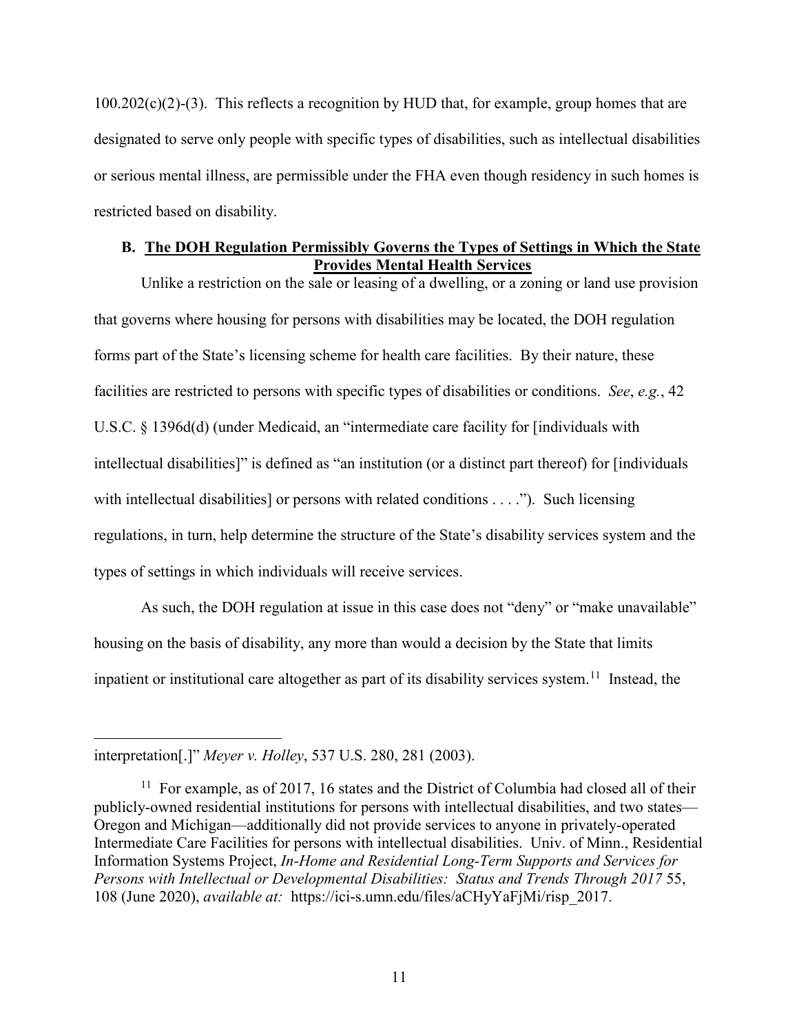100.202(c)(2)-(3). This reflects a recognition by HUD that, for example, group homes that are designated to serve only people with specific types of disabilities, such as intellectual disabilities or serious mental illness, are permissible under the FHA even though residency in such homes is restricted based on disability.

### B. The DOH Regulation Permissibly Governs the Types of Settings in Which the State Provides Mental Health Services

Unlike a restriction on the sale or leasing of a dwelling, or a zoning or land use provision that governs where housing for persons with disabilities may be located, the DOH regulation forms part of the State's licensing scheme for health care facilities. By their nature, these facilities are restricted to persons with specific types of disabilities or conditions. *See*, *e.g.*, 42 U.S.C. § 1396d(d) (under Medicaid, an "intermediate care facility for [individuals with intellectual disabilities]" is defined as "an institution (or a distinct part thereof) for [individuals with intellectual disabilities] or persons with related conditions . . . ."). Such licensing regulations, in turn, help determine the structure of the State's disability services system and the types of settings in which individuals will receive services.

As such, the DOH regulation at issue in this case does not "deny" or "make unavailable" housing on the basis of disability, any more than would a decision by the State that limits inpatient or institutional care altogether as part of its disability services system.[11] Instead, the

---

interpretation[.]" *Meyer v. Holley*, 537 U.S. 280, 281 (2003).

[11] For example, as of 2017, 16 states and the District of Columbia had closed all of their publicly-owned residential institutions for persons with intellectual disabilities, and two states—Oregon and Michigan—additionally did not provide services to anyone in privately-operated Intermediate Care Facilities for persons with intellectual disabilities. Univ. of Minn., Residential Information Systems Project, *In-Home and Residential Long-Term Supports and Services for Persons with Intellectual or Developmental Disabilities: Status and Trends Through 2017* 55, 108 (June 2020), *available at:* https://ici-s.umn.edu/files/aCHyYaFjMi/risp_2017.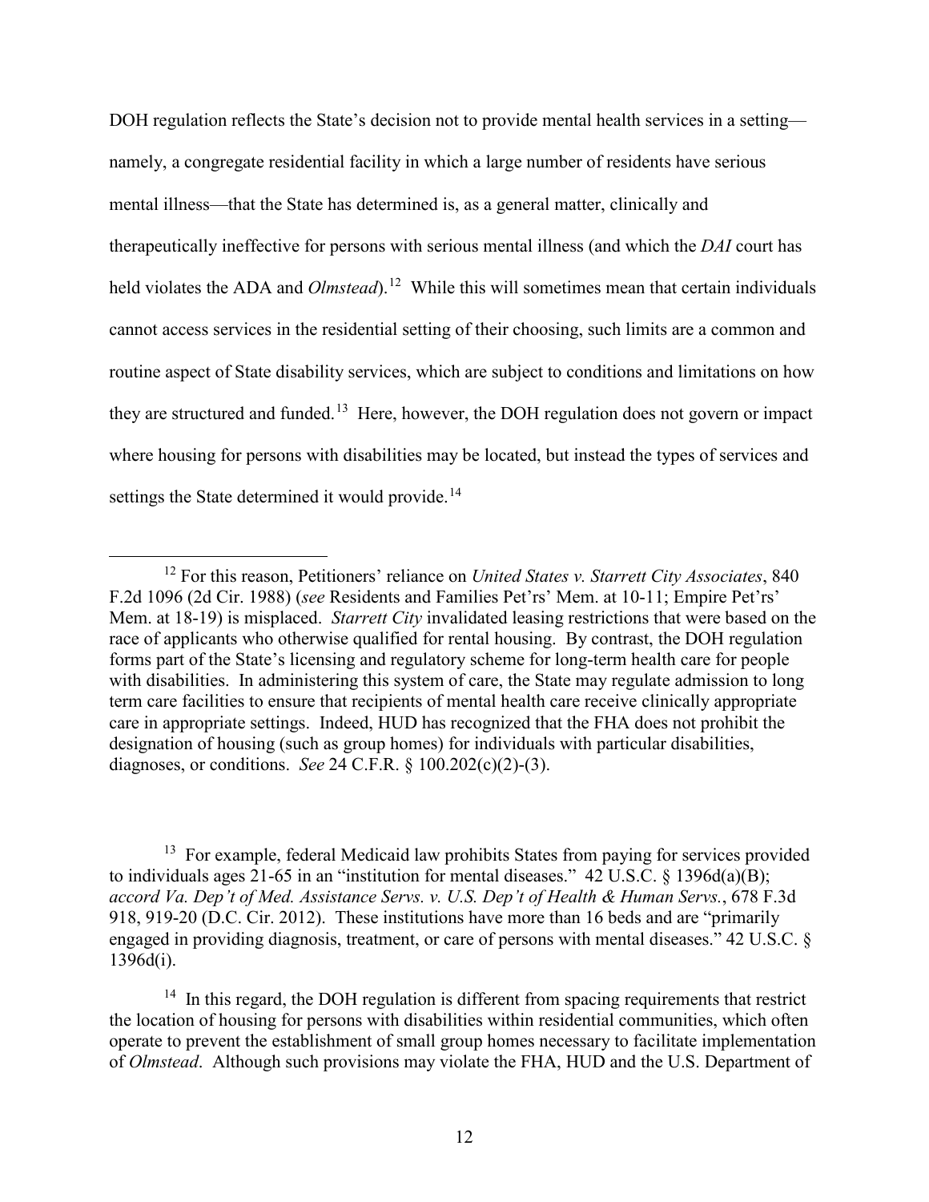DOH regulation reflects the State's decision not to provide mental health services in a setting—namely, a congregate residential facility in which a large number of residents have serious mental illness—that the State has determined is, as a general matter, clinically and therapeutically ineffective for persons with serious mental illness (and which the *DAI* court has held violates the ADA and *Olmstead*).[12] While this will sometimes mean that certain individuals cannot access services in the residential setting of their choosing, such limits are a common and routine aspect of State disability services, which are subject to conditions and limitations on how they are structured and funded.[13] Here, however, the DOH regulation does not govern or impact where housing for persons with disabilities may be located, but instead the types of services and settings the State determined it would provide.[14]

---

[12] For this reason, Petitioners' reliance on *United States v. Starrett City Associates*, 840 F.2d 1096 (2d Cir. 1988) (*see* Residents and Families Pet'rs' Mem. at 10-11; Empire Pet'rs' Mem. at 18-19) is misplaced. *Starrett City* invalidated leasing restrictions that were based on the race of applicants who otherwise qualified for rental housing. By contrast, the DOH regulation forms part of the State's licensing and regulatory scheme for long-term health care for people with disabilities. In administering this system of care, the State may regulate admission to long term care facilities to ensure that recipients of mental health care receive clinically appropriate care in appropriate settings. Indeed, HUD has recognized that the FHA does not prohibit the designation of housing (such as group homes) for individuals with particular disabilities, diagnoses, or conditions. *See* 24 C.F.R. § 100.202(c)(2)-(3).

[13] For example, federal Medicaid law prohibits States from paying for services provided to individuals ages 21-65 in an "institution for mental diseases." 42 U.S.C. § 1396d(a)(B); *accord Va. Dep't of Med. Assistance Servs. v. U.S. Dep't of Health & Human Servs.*, 678 F.3d 918, 919-20 (D.C. Cir. 2012). These institutions have more than 16 beds and are "primarily engaged in providing diagnosis, treatment, or care of persons with mental diseases." 42 U.S.C. § 1396d(i).

[14] In this regard, the DOH regulation is different from spacing requirements that restrict the location of housing for persons with disabilities within residential communities, which often operate to prevent the establishment of small group homes necessary to facilitate implementation of *Olmstead*. Although such provisions may violate the FHA, HUD and the U.S. Department of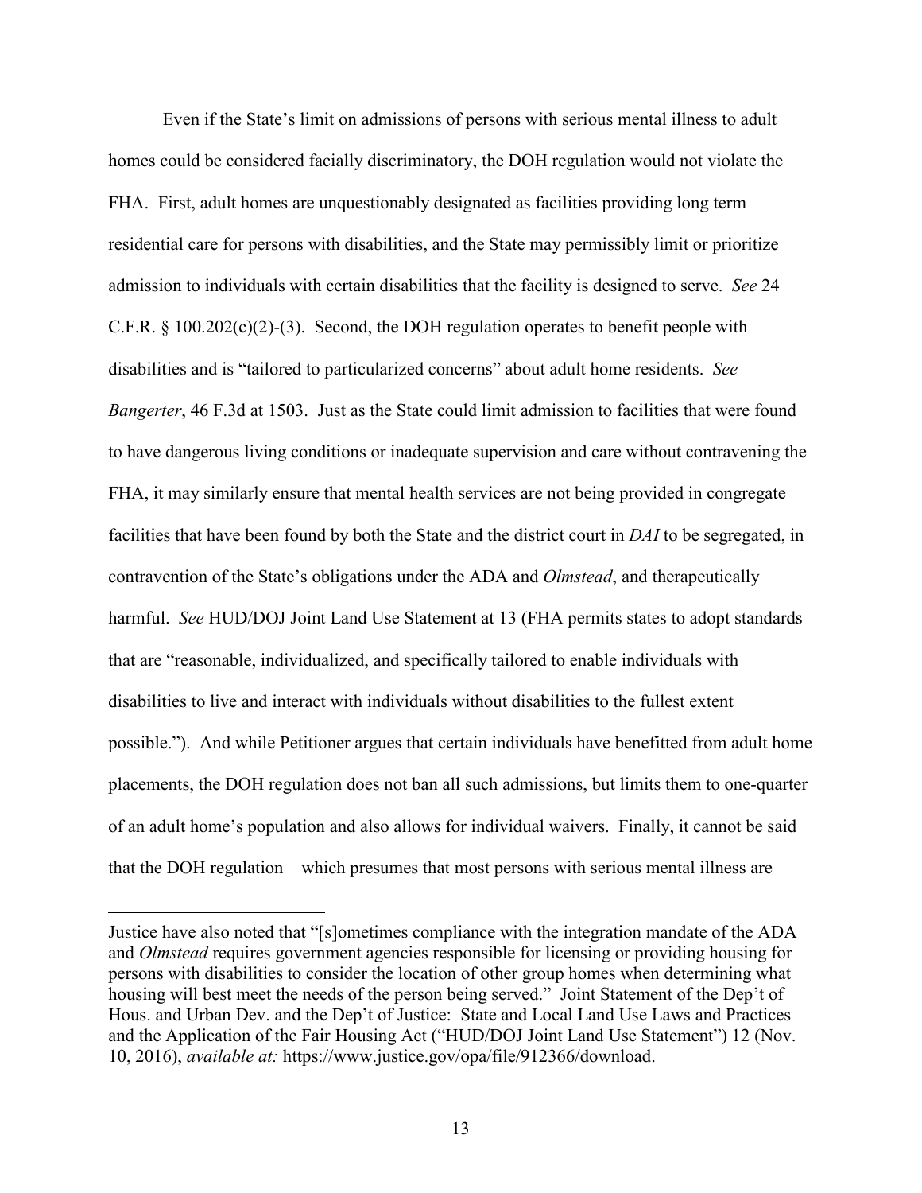Even if the State's limit on admissions of persons with serious mental illness to adult homes could be considered facially discriminatory, the DOH regulation would not violate the FHA. First, adult homes are unquestionably designated as facilities providing long term residential care for persons with disabilities, and the State may permissibly limit or prioritize admission to individuals with certain disabilities that the facility is designed to serve. *See* 24 C.F.R. § 100.202(c)(2)-(3). Second, the DOH regulation operates to benefit people with disabilities and is "tailored to particularized concerns" about adult home residents. *See Bangerter*, 46 F.3d at 1503. Just as the State could limit admission to facilities that were found to have dangerous living conditions or inadequate supervision and care without contravening the FHA, it may similarly ensure that mental health services are not being provided in congregate facilities that have been found by both the State and the district court in *DAI* to be segregated, in contravention of the State's obligations under the ADA and *Olmstead*, and therapeutically harmful. *See* HUD/DOJ Joint Land Use Statement at 13 (FHA permits states to adopt standards that are "reasonable, individualized, and specifically tailored to enable individuals with disabilities to live and interact with individuals without disabilities to the fullest extent possible."). And while Petitioner argues that certain individuals have benefitted from adult home placements, the DOH regulation does not ban all such admissions, but limits them to one-quarter of an adult home's population and also allows for individual waivers. Finally, it cannot be said that the DOH regulation—which presumes that most persons with serious mental illness are

---

Justice have also noted that "[s]ometimes compliance with the integration mandate of the ADA and *Olmstead* requires government agencies responsible for licensing or providing housing for persons with disabilities to consider the location of other group homes when determining what housing will best meet the needs of the person being served." Joint Statement of the Dep't of Hous. and Urban Dev. and the Dep't of Justice: State and Local Land Use Laws and Practices and the Application of the Fair Housing Act ("HUD/DOJ Joint Land Use Statement") 12 (Nov. 10, 2016), *available at:* https://www.justice.gov/opa/file/912366/download.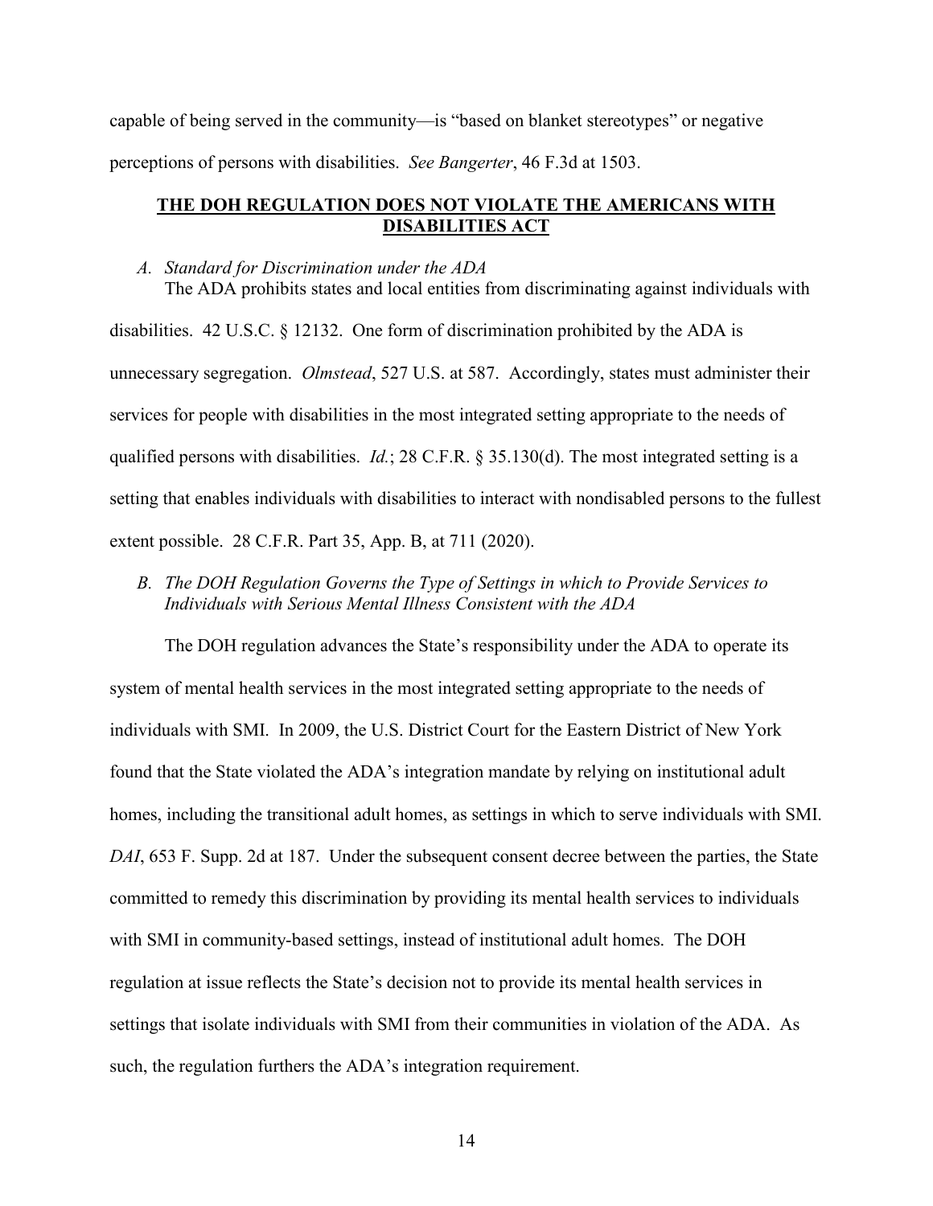capable of being served in the community—is "based on blanket stereotypes" or negative perceptions of persons with disabilities. *See Bangerter*, 46 F.3d at 1503.

## THE DOH REGULATION DOES NOT VIOLATE THE AMERICANS WITH DISABILITIES ACT

### *A. Standard for Discrimination under the ADA*

The ADA prohibits states and local entities from discriminating against individuals with disabilities. 42 U.S.C. § 12132. One form of discrimination prohibited by the ADA is unnecessary segregation. *Olmstead*, 527 U.S. at 587. Accordingly, states must administer their services for people with disabilities in the most integrated setting appropriate to the needs of qualified persons with disabilities. *Id.*; 28 C.F.R. § 35.130(d). The most integrated setting is a setting that enables individuals with disabilities to interact with nondisabled persons to the fullest extent possible. 28 C.F.R. Part 35, App. B, at 711 (2020).

### *B. The DOH Regulation Governs the Type of Settings in which to Provide Services to Individuals with Serious Mental Illness Consistent with the ADA*

The DOH regulation advances the State's responsibility under the ADA to operate its system of mental health services in the most integrated setting appropriate to the needs of individuals with SMI. In 2009, the U.S. District Court for the Eastern District of New York found that the State violated the ADA's integration mandate by relying on institutional adult homes, including the transitional adult homes, as settings in which to serve individuals with SMI. *DAI*, 653 F. Supp. 2d at 187. Under the subsequent consent decree between the parties, the State committed to remedy this discrimination by providing its mental health services to individuals with SMI in community-based settings, instead of institutional adult homes. The DOH regulation at issue reflects the State's decision not to provide its mental health services in settings that isolate individuals with SMI from their communities in violation of the ADA. As such, the regulation furthers the ADA's integration requirement.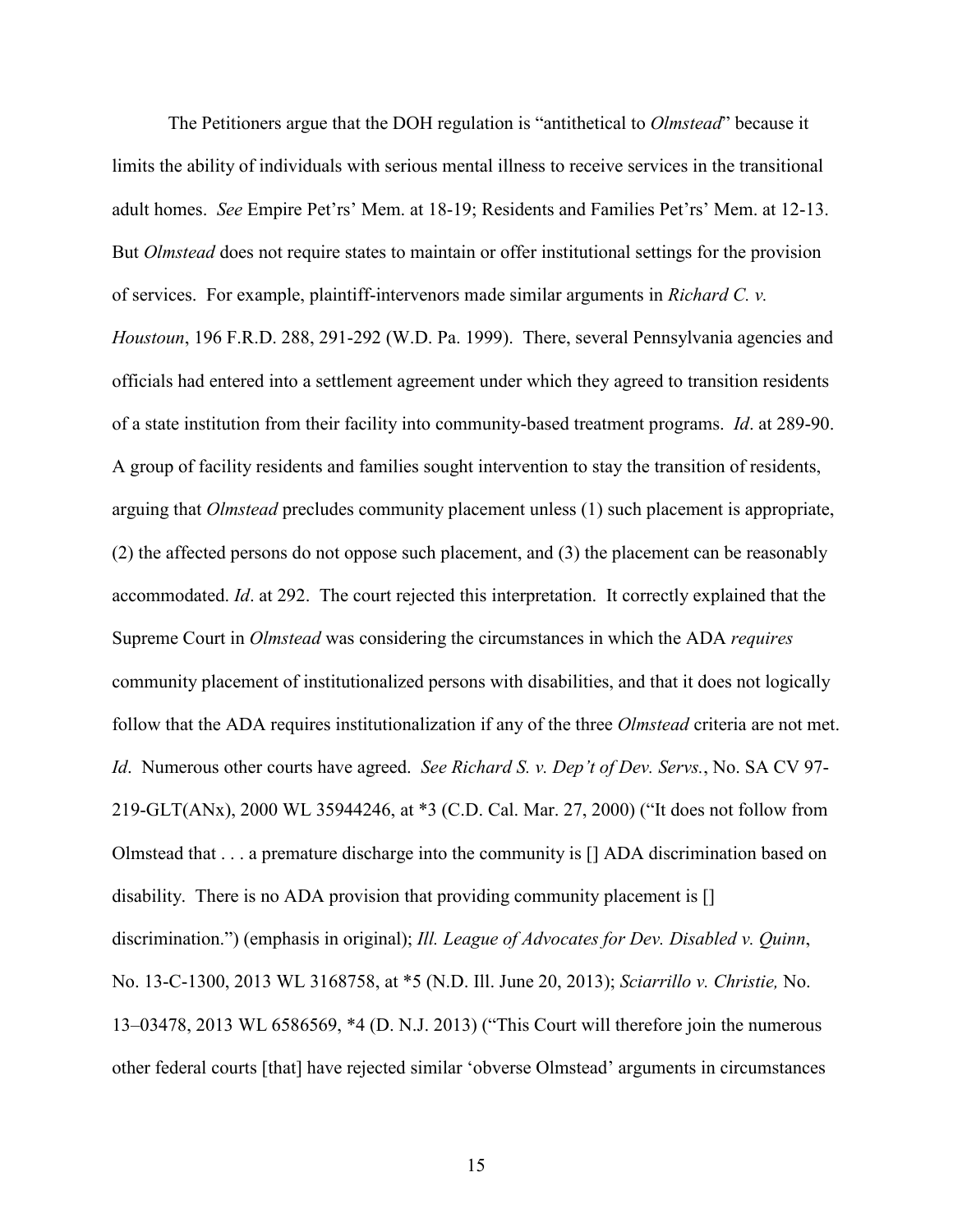The Petitioners argue that the DOH regulation is "antithetical to *Olmstead*" because it limits the ability of individuals with serious mental illness to receive services in the transitional adult homes. *See* Empire Pet'rs' Mem. at 18-19; Residents and Families Pet'rs' Mem. at 12-13. But *Olmstead* does not require states to maintain or offer institutional settings for the provision of services. For example, plaintiff-intervenors made similar arguments in *Richard C. v. Houstoun*, 196 F.R.D. 288, 291-292 (W.D. Pa. 1999). There, several Pennsylvania agencies and officials had entered into a settlement agreement under which they agreed to transition residents of a state institution from their facility into community-based treatment programs. *Id*. at 289-90. A group of facility residents and families sought intervention to stay the transition of residents, arguing that *Olmstead* precludes community placement unless (1) such placement is appropriate, (2) the affected persons do not oppose such placement, and (3) the placement can be reasonably accommodated. *Id*. at 292. The court rejected this interpretation. It correctly explained that the Supreme Court in *Olmstead* was considering the circumstances in which the ADA *requires* community placement of institutionalized persons with disabilities, and that it does not logically follow that the ADA requires institutionalization if any of the three *Olmstead* criteria are not met. *Id*. Numerous other courts have agreed. *See Richard S. v. Dep't of Dev. Servs.*, No. SA CV 97-219-GLT(ANx), 2000 WL 35944246, at *3 (C.D. Cal. Mar. 27, 2000) ("It does not follow from Olmstead that . . . a premature discharge into the community is [] ADA discrimination based on disability. There is no ADA provision that providing community placement is [] discrimination.") (emphasis in original); *Ill. League of Advocates for Dev. Disabled v. Quinn*, No. 13-C-1300, 2013 WL 3168758, at *5 (N.D. Ill. June 20, 2013); *Sciarrillo v. Christie,* No. 13–03478, 2013 WL 6586569, *4 (D. N.J. 2013) ("This Court will therefore join the numerous other federal courts [that] have rejected similar 'obverse Olmstead' arguments in circumstances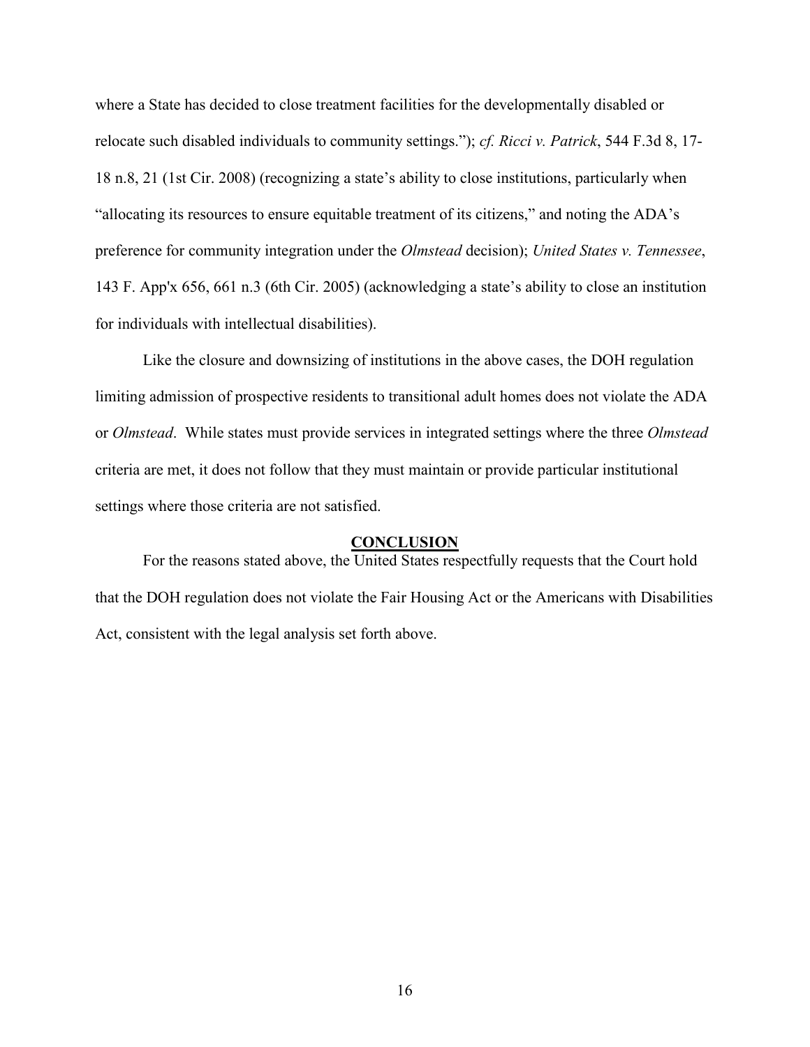where a State has decided to close treatment facilities for the developmentally disabled or relocate such disabled individuals to community settings."); *cf. Ricci v. Patrick*, 544 F.3d 8, 17-18 n.8, 21 (1st Cir. 2008) (recognizing a state's ability to close institutions, particularly when "allocating its resources to ensure equitable treatment of its citizens," and noting the ADA's preference for community integration under the *Olmstead* decision); *United States v. Tennessee*, 143 F. App'x 656, 661 n.3 (6th Cir. 2005) (acknowledging a state's ability to close an institution for individuals with intellectual disabilities).

Like the closure and downsizing of institutions in the above cases, the DOH regulation limiting admission of prospective residents to transitional adult homes does not violate the ADA or *Olmstead*. While states must provide services in integrated settings where the three *Olmstead* criteria are met, it does not follow that they must maintain or provide particular institutional settings where those criteria are not satisfied.

## CONCLUSION

For the reasons stated above, the United States respectfully requests that the Court hold that the DOH regulation does not violate the Fair Housing Act or the Americans with Disabilities Act, consistent with the legal analysis set forth above.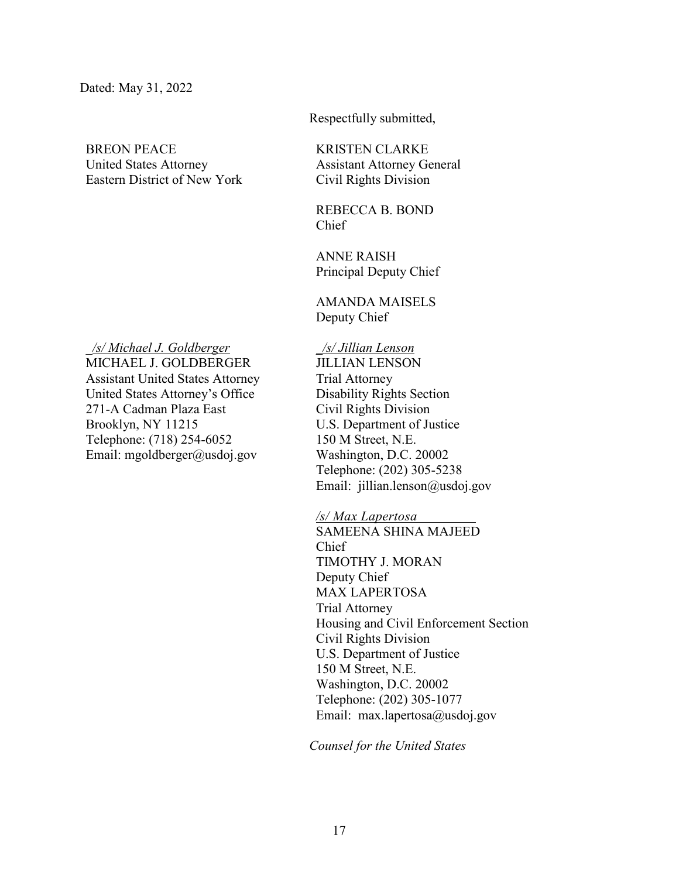Dated: May 31, 2022

Respectfully submitted,

BREON PEACE
United States Attorney
Eastern District of New York

_/s/ Michael J. Goldberger_
MICHAEL J. GOLDBERGER
Assistant United States Attorney
United States Attorney's Office
271-A Cadman Plaza East
Brooklyn, NY 11215
Telephone: (718) 254-6052
Email: mgoldberger@usdoj.gov

KRISTEN CLARKE
Assistant Attorney General
Civil Rights Division

REBECCA B. BOND
Chief

ANNE RAISH
Principal Deputy Chief

AMANDA MAISELS
Deputy Chief

_/s/ Jillian Lenson_
JILLIAN LENSON
Trial Attorney
Disability Rights Section
Civil Rights Division
U.S. Department of Justice
150 M Street, N.E.
Washington, D.C. 20002
Telephone: (202) 305-5238
Email: jillian.lenson@usdoj.gov

_/s/ Max Lapertosa_
SAMEENA SHINA MAJEED
Chief
TIMOTHY J. MORAN
Deputy Chief
MAX LAPERTOSA
Trial Attorney
Housing and Civil Enforcement Section
Civil Rights Division
U.S. Department of Justice
150 M Street, N.E.
Washington, D.C. 20002
Telephone: (202) 305-1077
Email: max.lapertosa@usdoj.gov

*Counsel for the United States*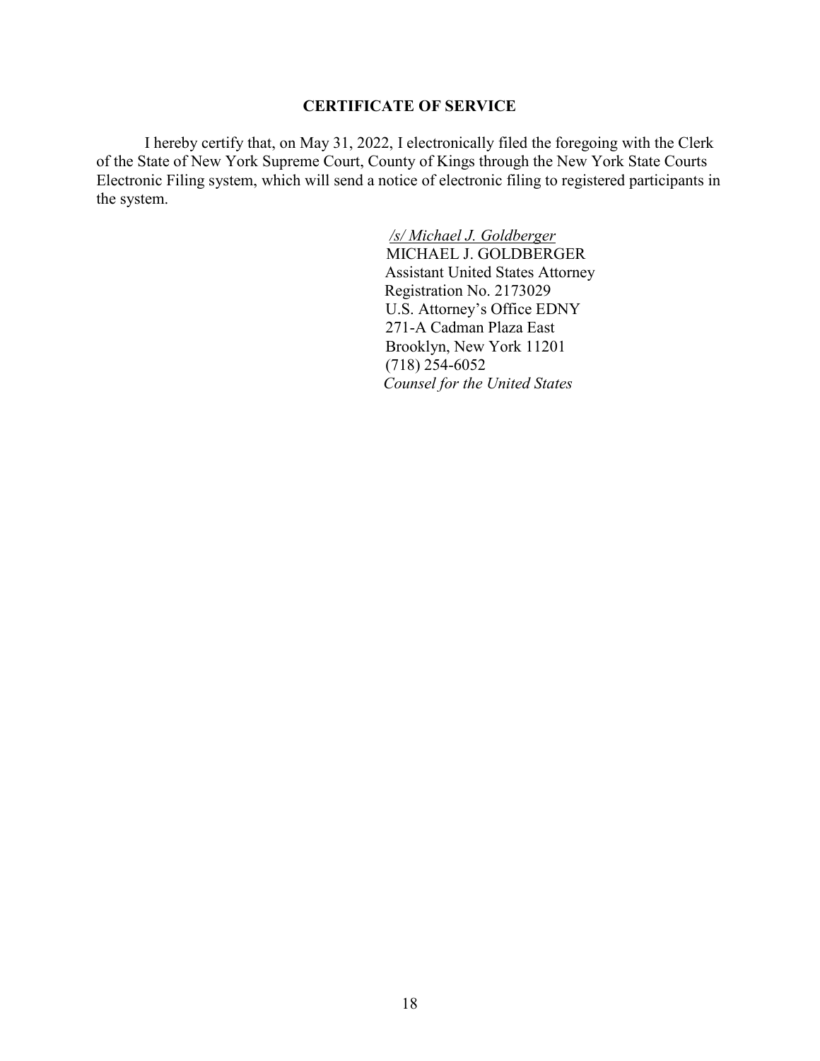**CERTIFICATE OF SERVICE**

I hereby certify that, on May 31, 2022, I electronically filed the foregoing with the Clerk of the State of New York Supreme Court, County of Kings through the New York State Courts Electronic Filing system, which will send a notice of electronic filing to registered participants in the system.

*/s/ Michael J. Goldberger*
MICHAEL J. GOLDBERGER
Assistant United States Attorney
Registration No. 2173029
U.S. Attorney's Office EDNY
271-A Cadman Plaza East
Brooklyn, New York 11201
(718) 254-6052
*Counsel for the United States*